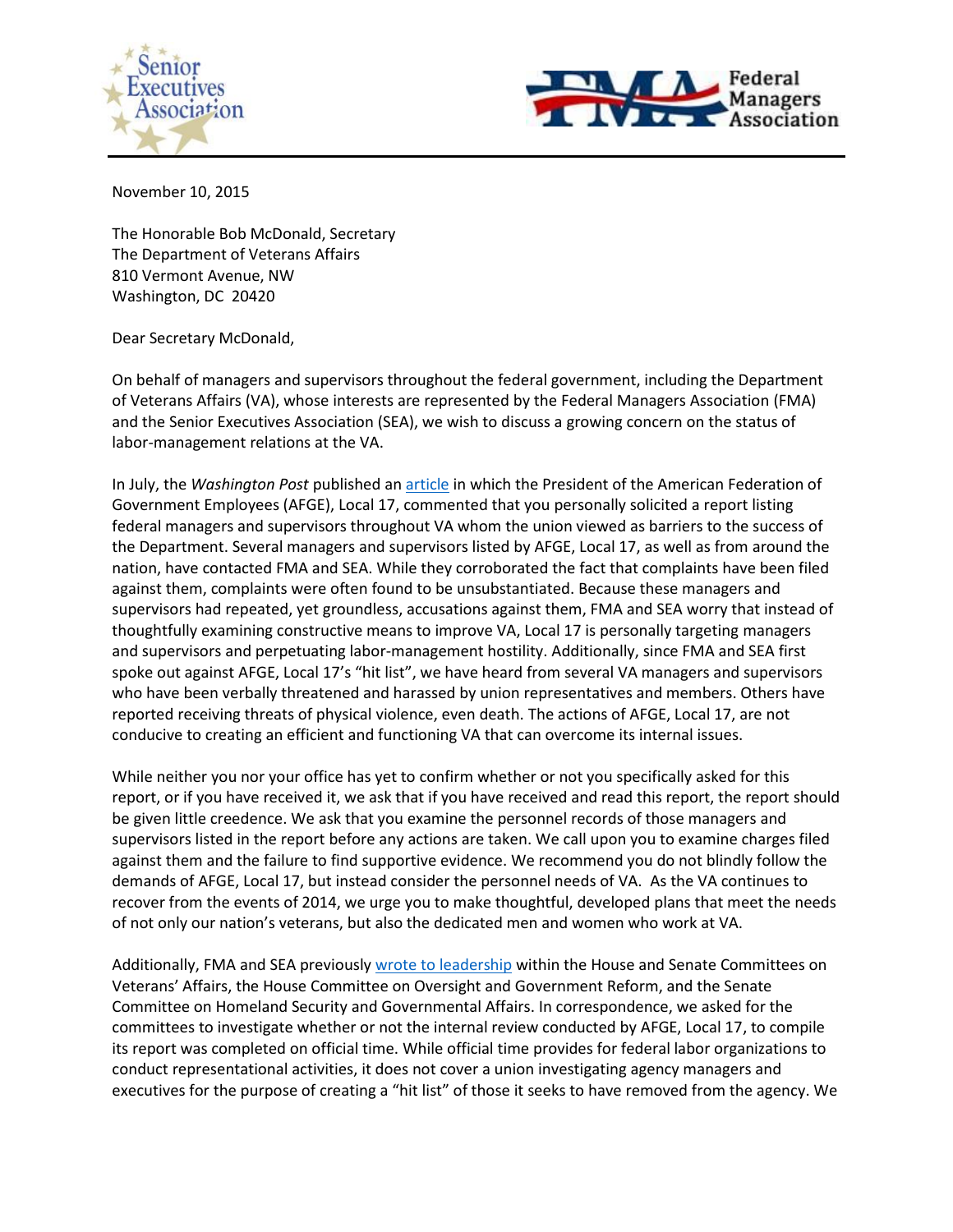Senior Executives Association | Federal Managers Association

November 10, 2015

The Honorable Bob McDonald, Secretary
The Department of Veterans Affairs
810 Vermont Avenue, NW
Washington, DC 20420

Dear Secretary McDonald,

On behalf of managers and supervisors throughout the federal government, including the Department of Veterans Affairs (VA), whose interests are represented by the Federal Managers Association (FMA) and the Senior Executives Association (SEA), we wish to discuss a growing concern on the status of labor-management relations at the VA.

In July, the *Washington Post* published an article in which the President of the American Federation of Government Employees (AFGE), Local 17, commented that you personally solicited a report listing federal managers and supervisors throughout VA whom the union viewed as barriers to the success of the Department. Several managers and supervisors listed by AFGE, Local 17, as well as from around the nation, have contacted FMA and SEA. While they corroborated the fact that complaints have been filed against them, complaints were often found to be unsubstantiated. Because these managers and supervisors had repeated, yet groundless, accusations against them, FMA and SEA worry that instead of thoughtfully examining constructive means to improve VA, Local 17 is personally targeting managers and supervisors and perpetuating labor-management hostility. Additionally, since FMA and SEA first spoke out against AFGE, Local 17's "hit list", we have heard from several VA managers and supervisors who have been verbally threatened and harassed by union representatives and members. Others have reported receiving threats of physical violence, even death. The actions of AFGE, Local 17, are not conducive to creating an efficient and functioning VA that can overcome its internal issues.

While neither you nor your office has yet to confirm whether or not you specifically asked for this report, or if you have received it, we ask that if you have received and read this report, the report should be given little creedence. We ask that you examine the personnel records of those managers and supervisors listed in the report before any actions are taken. We call upon you to examine charges filed against them and the failure to find supportive evidence. We recommend you do not blindly follow the demands of AFGE, Local 17, but instead consider the personnel needs of VA. As the VA continues to recover from the events of 2014, we urge you to make thoughtful, developed plans that meet the needs of not only our nation's veterans, but also the dedicated men and women who work at VA.

Additionally, FMA and SEA previously wrote to leadership within the House and Senate Committees on Veterans' Affairs, the House Committee on Oversight and Government Reform, and the Senate Committee on Homeland Security and Governmental Affairs. In correspondence, we asked for the committees to investigate whether or not the internal review conducted by AFGE, Local 17, to compile its report was completed on official time. While official time provides for federal labor organizations to conduct representational activities, it does not cover a union investigating agency managers and executives for the purpose of creating a "hit list" of those it seeks to have removed from the agency. We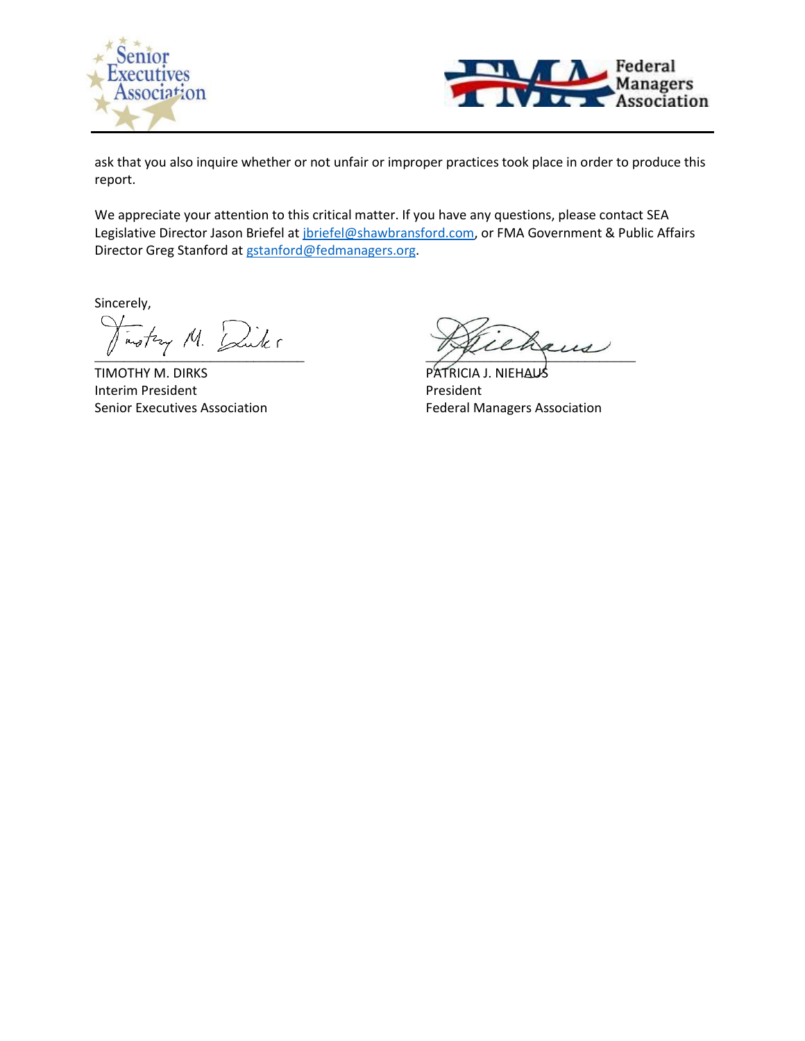ask that you also inquire whether or not unfair or improper practices took place in order to produce this report.

We appreciate your attention to this critical matter. If you have any questions, please contact SEA Legislative Director Jason Briefel at jbriefel@shawbransford.com, or FMA Government & Public Affairs Director Greg Stanford at gstanford@fedmanagers.org.

Sincerely,

TIMOTHY M. DIRKS
Interim President
Senior Executives Association

PATRICIA J. NIEHAUS
President
Federal Managers Association